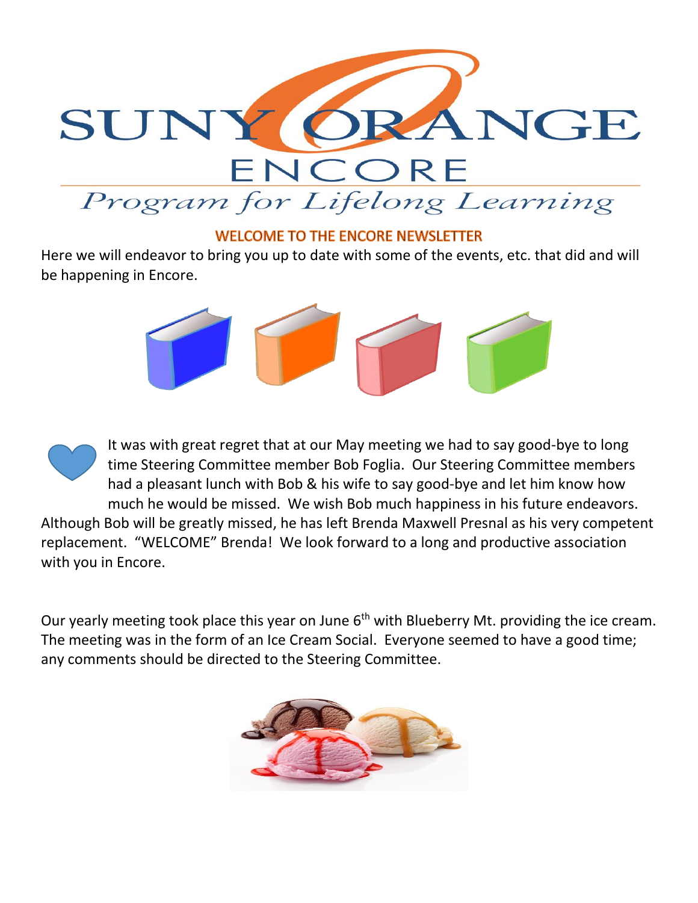# SUNY ORANGE

## ENCORE

*Program for Lifelong Learning*

### WELCOME TO THE ENCORE NEWSLETTER

Here we will endeavor to bring you up to date with some of the events, etc. that did and will be happening in Encore.

It was with great regret that at our May meeting we had to say good-bye to long time Steering Committee member Bob Foglia. Our Steering Committee members had a pleasant lunch with Bob & his wife to say good-bye and let him know how much he would be missed. We wish Bob much happiness in his future endeavors. Although Bob will be greatly missed, he has left Brenda Maxwell Presnal as his very competent replacement. "WELCOME" Brenda! We look forward to a long and productive association with you in Encore.

Our yearly meeting took place this year on June 6th with Blueberry Mt. providing the ice cream. The meeting was in the form of an Ice Cream Social. Everyone seemed to have a good time; any comments should be directed to the Steering Committee.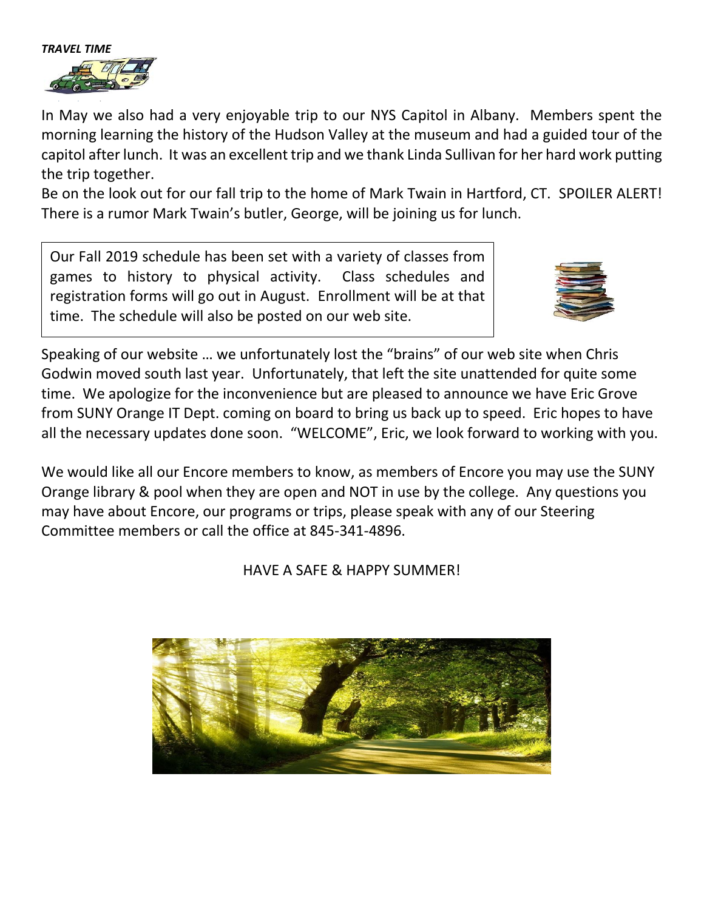***TRAVEL TIME***

In May we also had a very enjoyable trip to our NYS Capitol in Albany. Members spent the morning learning the history of the Hudson Valley at the museum and had a guided tour of the capitol after lunch. It was an excellent trip and we thank Linda Sullivan for her hard work putting the trip together.

Be on the look out for our fall trip to the home of Mark Twain in Hartford, CT. SPOILER ALERT! There is a rumor Mark Twain's butler, George, will be joining us for lunch.

Our Fall 2019 schedule has been set with a variety of classes from games to history to physical activity. Class schedules and registration forms will go out in August. Enrollment will be at that time. The schedule will also be posted on our web site.

Speaking of our website … we unfortunately lost the "brains" of our web site when Chris Godwin moved south last year. Unfortunately, that left the site unattended for quite some time. We apologize for the inconvenience but are pleased to announce we have Eric Grove from SUNY Orange IT Dept. coming on board to bring us back up to speed. Eric hopes to have all the necessary updates done soon. "WELCOME", Eric, we look forward to working with you.

We would like all our Encore members to know, as members of Encore you may use the SUNY Orange library & pool when they are open and NOT in use by the college. Any questions you may have about Encore, our programs or trips, please speak with any of our Steering Committee members or call the office at 845-341-4896.

HAVE A SAFE & HAPPY SUMMER!